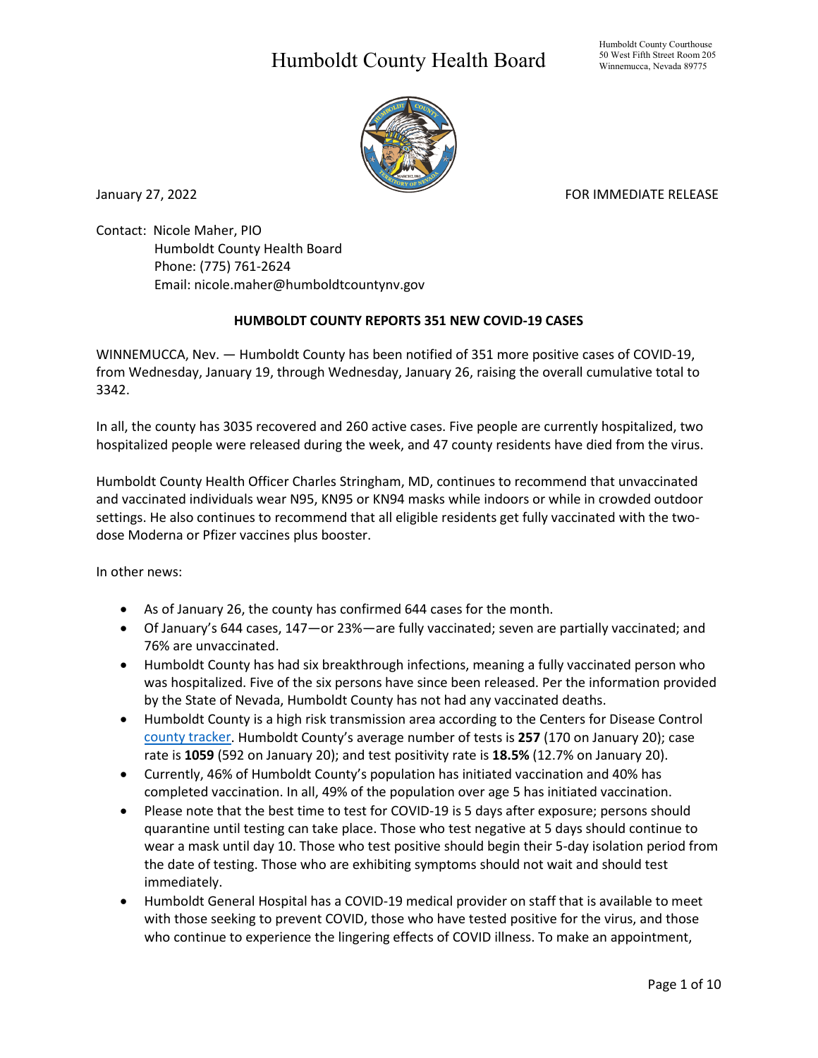# Humboldt County Health Board

Humboldt County Courthouse
50 West Fifth Street Room 205
Winnemucca, Nevada 89775

January 27, 2022 FOR IMMEDIATE RELEASE

Contact: Nicole Maher, PIO
Humboldt County Health Board
Phone: (775) 761-2624
Email: nicole.maher@humboldtcountynv.gov

**HUMBOLDT COUNTY REPORTS 351 NEW COVID-19 CASES**

WINNEMUCCA, Nev. — Humboldt County has been notified of 351 more positive cases of COVID-19, from Wednesday, January 19, through Wednesday, January 26, raising the overall cumulative total to 3342.

In all, the county has 3035 recovered and 260 active cases. Five people are currently hospitalized, two hospitalized people were released during the week, and 47 county residents have died from the virus.

Humboldt County Health Officer Charles Stringham, MD, continues to recommend that unvaccinated and vaccinated individuals wear N95, KN95 or KN94 masks while indoors or while in crowded outdoor settings. He also continues to recommend that all eligible residents get fully vaccinated with the two-dose Moderna or Pfizer vaccines plus booster.

In other news:

- As of January 26, the county has confirmed 644 cases for the month.
- Of January's 644 cases, 147—or 23%—are fully vaccinated; seven are partially vaccinated; and 76% are unvaccinated.
- Humboldt County has had six breakthrough infections, meaning a fully vaccinated person who was hospitalized. Five of the six persons have since been released. Per the information provided by the State of Nevada, Humboldt County has not had any vaccinated deaths.
- Humboldt County is a high risk transmission area according to the Centers for Disease Control county tracker. Humboldt County's average number of tests is **257** (170 on January 20); case rate is **1059** (592 on January 20); and test positivity rate is **18.5%** (12.7% on January 20).
- Currently, 46% of Humboldt County's population has initiated vaccination and 40% has completed vaccination. In all, 49% of the population over age 5 has initiated vaccination.
- Please note that the best time to test for COVID-19 is 5 days after exposure; persons should quarantine until testing can take place. Those who test negative at 5 days should continue to wear a mask until day 10. Those who test positive should begin their 5-day isolation period from the date of testing. Those who are exhibiting symptoms should not wait and should test immediately.
- Humboldt General Hospital has a COVID-19 medical provider on staff that is available to meet with those seeking to prevent COVID, those who have tested positive for the virus, and those who continue to experience the lingering effects of COVID illness. To make an appointment,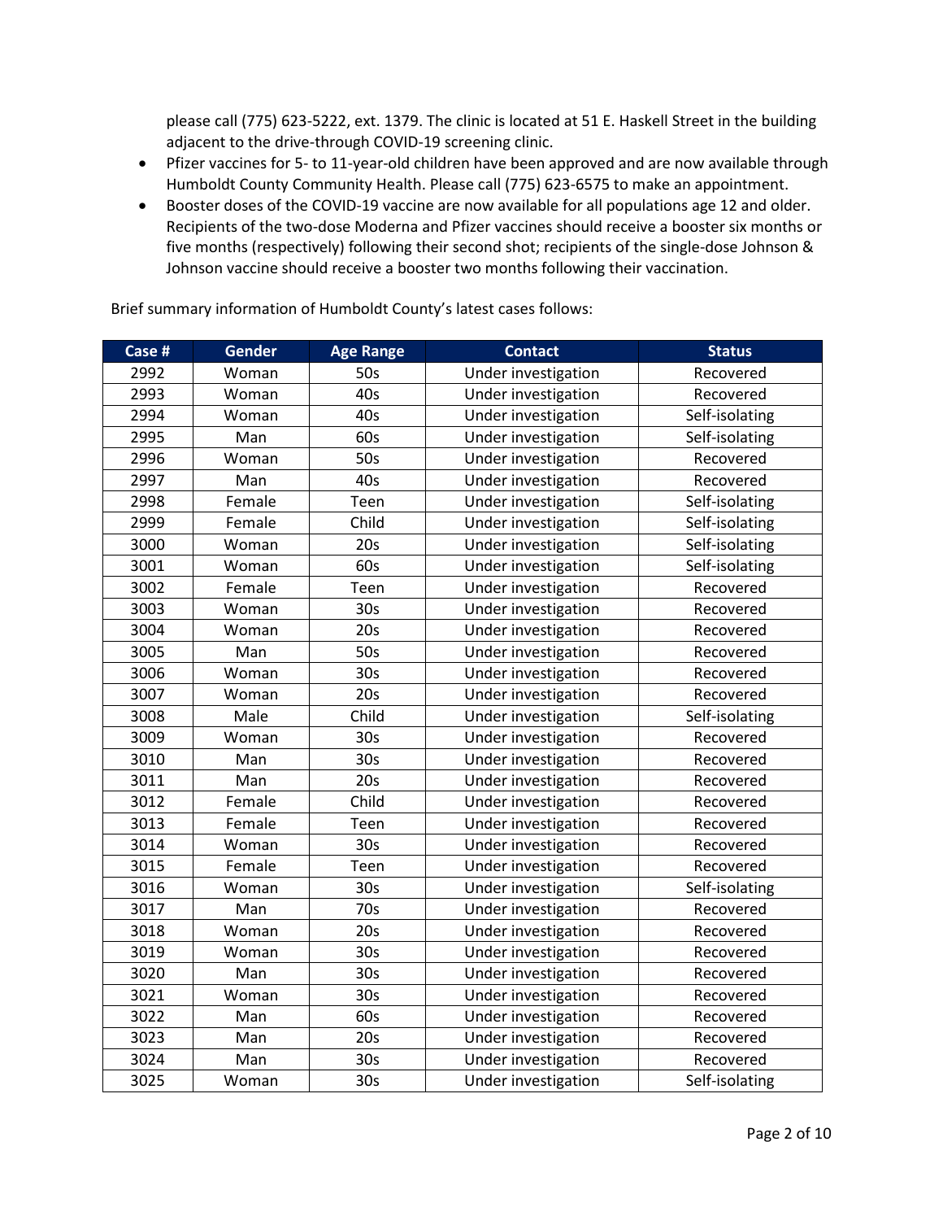please call (775) 623-5222, ext. 1379. The clinic is located at 51 E. Haskell Street in the building adjacent to the drive-through COVID-19 screening clinic.

- Pfizer vaccines for 5- to 11-year-old children have been approved and are now available through Humboldt County Community Health. Please call (775) 623-6575 to make an appointment.
- Booster doses of the COVID-19 vaccine are now available for all populations age 12 and older. Recipients of the two-dose Moderna and Pfizer vaccines should receive a booster six months or five months (respectively) following their second shot; recipients of the single-dose Johnson & Johnson vaccine should receive a booster two months following their vaccination.

Brief summary information of Humboldt County's latest cases follows:

| Case # | Gender | Age Range | Contact | Status |
|---|---|---|---|---|
| 2992 | Woman | 50s | Under investigation | Recovered |
| 2993 | Woman | 40s | Under investigation | Recovered |
| 2994 | Woman | 40s | Under investigation | Self-isolating |
| 2995 | Man | 60s | Under investigation | Self-isolating |
| 2996 | Woman | 50s | Under investigation | Recovered |
| 2997 | Man | 40s | Under investigation | Recovered |
| 2998 | Female | Teen | Under investigation | Self-isolating |
| 2999 | Female | Child | Under investigation | Self-isolating |
| 3000 | Woman | 20s | Under investigation | Self-isolating |
| 3001 | Woman | 60s | Under investigation | Self-isolating |
| 3002 | Female | Teen | Under investigation | Recovered |
| 3003 | Woman | 30s | Under investigation | Recovered |
| 3004 | Woman | 20s | Under investigation | Recovered |
| 3005 | Man | 50s | Under investigation | Recovered |
| 3006 | Woman | 30s | Under investigation | Recovered |
| 3007 | Woman | 20s | Under investigation | Recovered |
| 3008 | Male | Child | Under investigation | Self-isolating |
| 3009 | Woman | 30s | Under investigation | Recovered |
| 3010 | Man | 30s | Under investigation | Recovered |
| 3011 | Man | 20s | Under investigation | Recovered |
| 3012 | Female | Child | Under investigation | Recovered |
| 3013 | Female | Teen | Under investigation | Recovered |
| 3014 | Woman | 30s | Under investigation | Recovered |
| 3015 | Female | Teen | Under investigation | Recovered |
| 3016 | Woman | 30s | Under investigation | Self-isolating |
| 3017 | Man | 70s | Under investigation | Recovered |
| 3018 | Woman | 20s | Under investigation | Recovered |
| 3019 | Woman | 30s | Under investigation | Recovered |
| 3020 | Man | 30s | Under investigation | Recovered |
| 3021 | Woman | 30s | Under investigation | Recovered |
| 3022 | Man | 60s | Under investigation | Recovered |
| 3023 | Man | 20s | Under investigation | Recovered |
| 3024 | Man | 30s | Under investigation | Recovered |
| 3025 | Woman | 30s | Under investigation | Self-isolating |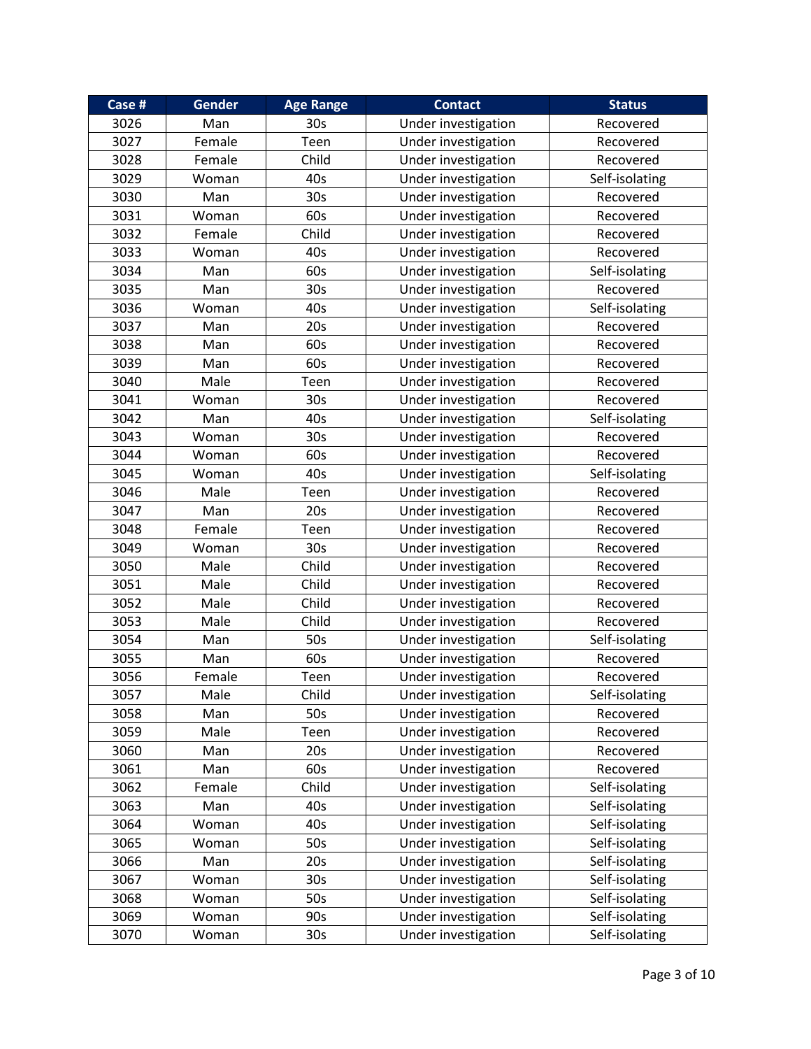| Case # | Gender | Age Range | Contact | Status |
| --- | --- | --- | --- | --- |
| 3026 | Man | 30s | Under investigation | Recovered |
| 3027 | Female | Teen | Under investigation | Recovered |
| 3028 | Female | Child | Under investigation | Recovered |
| 3029 | Woman | 40s | Under investigation | Self-isolating |
| 3030 | Man | 30s | Under investigation | Recovered |
| 3031 | Woman | 60s | Under investigation | Recovered |
| 3032 | Female | Child | Under investigation | Recovered |
| 3033 | Woman | 40s | Under investigation | Recovered |
| 3034 | Man | 60s | Under investigation | Self-isolating |
| 3035 | Man | 30s | Under investigation | Recovered |
| 3036 | Woman | 40s | Under investigation | Self-isolating |
| 3037 | Man | 20s | Under investigation | Recovered |
| 3038 | Man | 60s | Under investigation | Recovered |
| 3039 | Man | 60s | Under investigation | Recovered |
| 3040 | Male | Teen | Under investigation | Recovered |
| 3041 | Woman | 30s | Under investigation | Recovered |
| 3042 | Man | 40s | Under investigation | Self-isolating |
| 3043 | Woman | 30s | Under investigation | Recovered |
| 3044 | Woman | 60s | Under investigation | Recovered |
| 3045 | Woman | 40s | Under investigation | Self-isolating |
| 3046 | Male | Teen | Under investigation | Recovered |
| 3047 | Man | 20s | Under investigation | Recovered |
| 3048 | Female | Teen | Under investigation | Recovered |
| 3049 | Woman | 30s | Under investigation | Recovered |
| 3050 | Male | Child | Under investigation | Recovered |
| 3051 | Male | Child | Under investigation | Recovered |
| 3052 | Male | Child | Under investigation | Recovered |
| 3053 | Male | Child | Under investigation | Recovered |
| 3054 | Man | 50s | Under investigation | Self-isolating |
| 3055 | Man | 60s | Under investigation | Recovered |
| 3056 | Female | Teen | Under investigation | Recovered |
| 3057 | Male | Child | Under investigation | Self-isolating |
| 3058 | Man | 50s | Under investigation | Recovered |
| 3059 | Male | Teen | Under investigation | Recovered |
| 3060 | Man | 20s | Under investigation | Recovered |
| 3061 | Man | 60s | Under investigation | Recovered |
| 3062 | Female | Child | Under investigation | Self-isolating |
| 3063 | Man | 40s | Under investigation | Self-isolating |
| 3064 | Woman | 40s | Under investigation | Self-isolating |
| 3065 | Woman | 50s | Under investigation | Self-isolating |
| 3066 | Man | 20s | Under investigation | Self-isolating |
| 3067 | Woman | 30s | Under investigation | Self-isolating |
| 3068 | Woman | 50s | Under investigation | Self-isolating |
| 3069 | Woman | 90s | Under investigation | Self-isolating |
| 3070 | Woman | 30s | Under investigation | Self-isolating |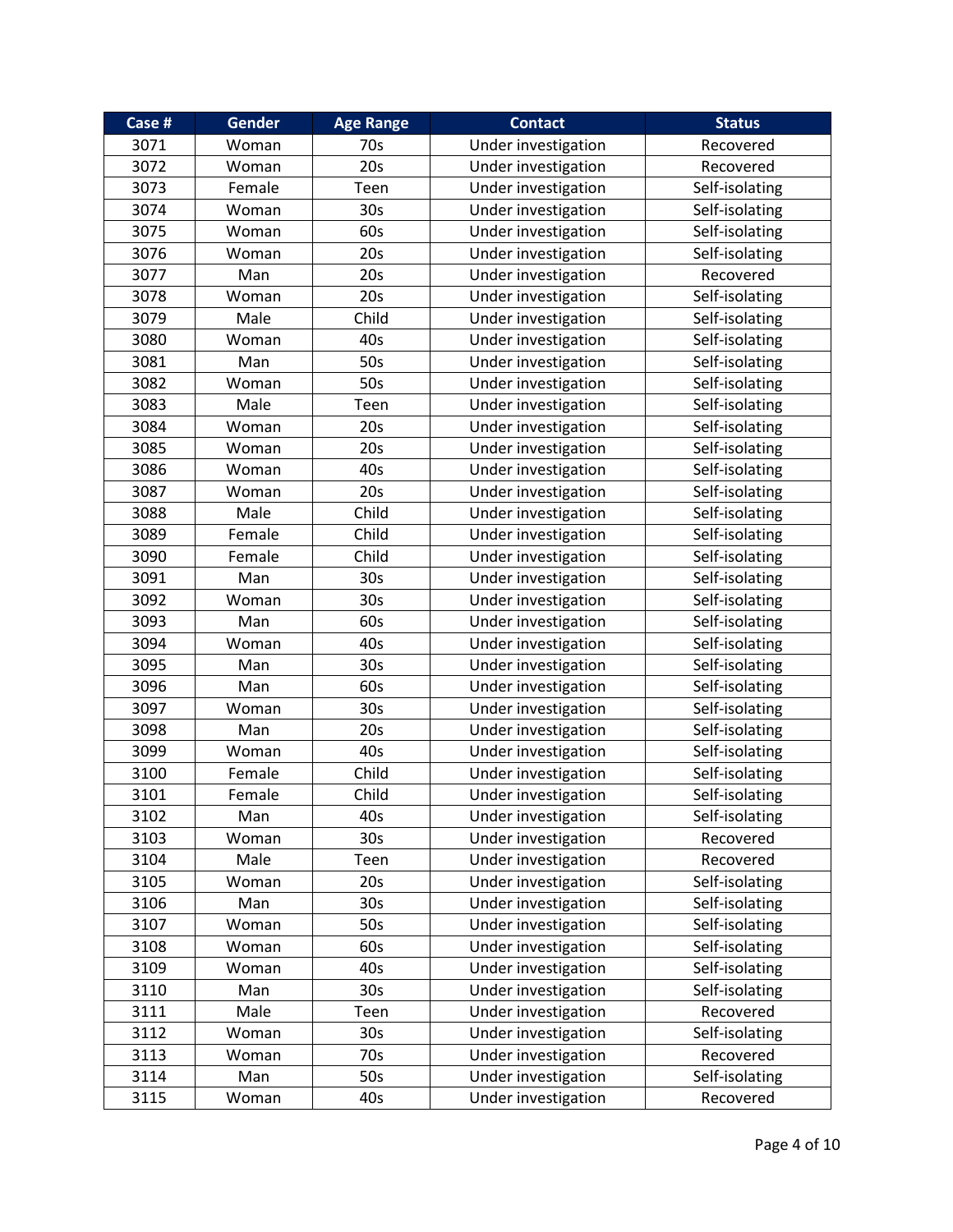| Case # | Gender | Age Range | Contact | Status |
|---|---|---|---|---|
| 3071 | Woman | 70s | Under investigation | Recovered |
| 3072 | Woman | 20s | Under investigation | Recovered |
| 3073 | Female | Teen | Under investigation | Self-isolating |
| 3074 | Woman | 30s | Under investigation | Self-isolating |
| 3075 | Woman | 60s | Under investigation | Self-isolating |
| 3076 | Woman | 20s | Under investigation | Self-isolating |
| 3077 | Man | 20s | Under investigation | Recovered |
| 3078 | Woman | 20s | Under investigation | Self-isolating |
| 3079 | Male | Child | Under investigation | Self-isolating |
| 3080 | Woman | 40s | Under investigation | Self-isolating |
| 3081 | Man | 50s | Under investigation | Self-isolating |
| 3082 | Woman | 50s | Under investigation | Self-isolating |
| 3083 | Male | Teen | Under investigation | Self-isolating |
| 3084 | Woman | 20s | Under investigation | Self-isolating |
| 3085 | Woman | 20s | Under investigation | Self-isolating |
| 3086 | Woman | 40s | Under investigation | Self-isolating |
| 3087 | Woman | 20s | Under investigation | Self-isolating |
| 3088 | Male | Child | Under investigation | Self-isolating |
| 3089 | Female | Child | Under investigation | Self-isolating |
| 3090 | Female | Child | Under investigation | Self-isolating |
| 3091 | Man | 30s | Under investigation | Self-isolating |
| 3092 | Woman | 30s | Under investigation | Self-isolating |
| 3093 | Man | 60s | Under investigation | Self-isolating |
| 3094 | Woman | 40s | Under investigation | Self-isolating |
| 3095 | Man | 30s | Under investigation | Self-isolating |
| 3096 | Man | 60s | Under investigation | Self-isolating |
| 3097 | Woman | 30s | Under investigation | Self-isolating |
| 3098 | Man | 20s | Under investigation | Self-isolating |
| 3099 | Woman | 40s | Under investigation | Self-isolating |
| 3100 | Female | Child | Under investigation | Self-isolating |
| 3101 | Female | Child | Under investigation | Self-isolating |
| 3102 | Man | 40s | Under investigation | Self-isolating |
| 3103 | Woman | 30s | Under investigation | Recovered |
| 3104 | Male | Teen | Under investigation | Recovered |
| 3105 | Woman | 20s | Under investigation | Self-isolating |
| 3106 | Man | 30s | Under investigation | Self-isolating |
| 3107 | Woman | 50s | Under investigation | Self-isolating |
| 3108 | Woman | 60s | Under investigation | Self-isolating |
| 3109 | Woman | 40s | Under investigation | Self-isolating |
| 3110 | Man | 30s | Under investigation | Self-isolating |
| 3111 | Male | Teen | Under investigation | Recovered |
| 3112 | Woman | 30s | Under investigation | Self-isolating |
| 3113 | Woman | 70s | Under investigation | Recovered |
| 3114 | Man | 50s | Under investigation | Self-isolating |
| 3115 | Woman | 40s | Under investigation | Recovered |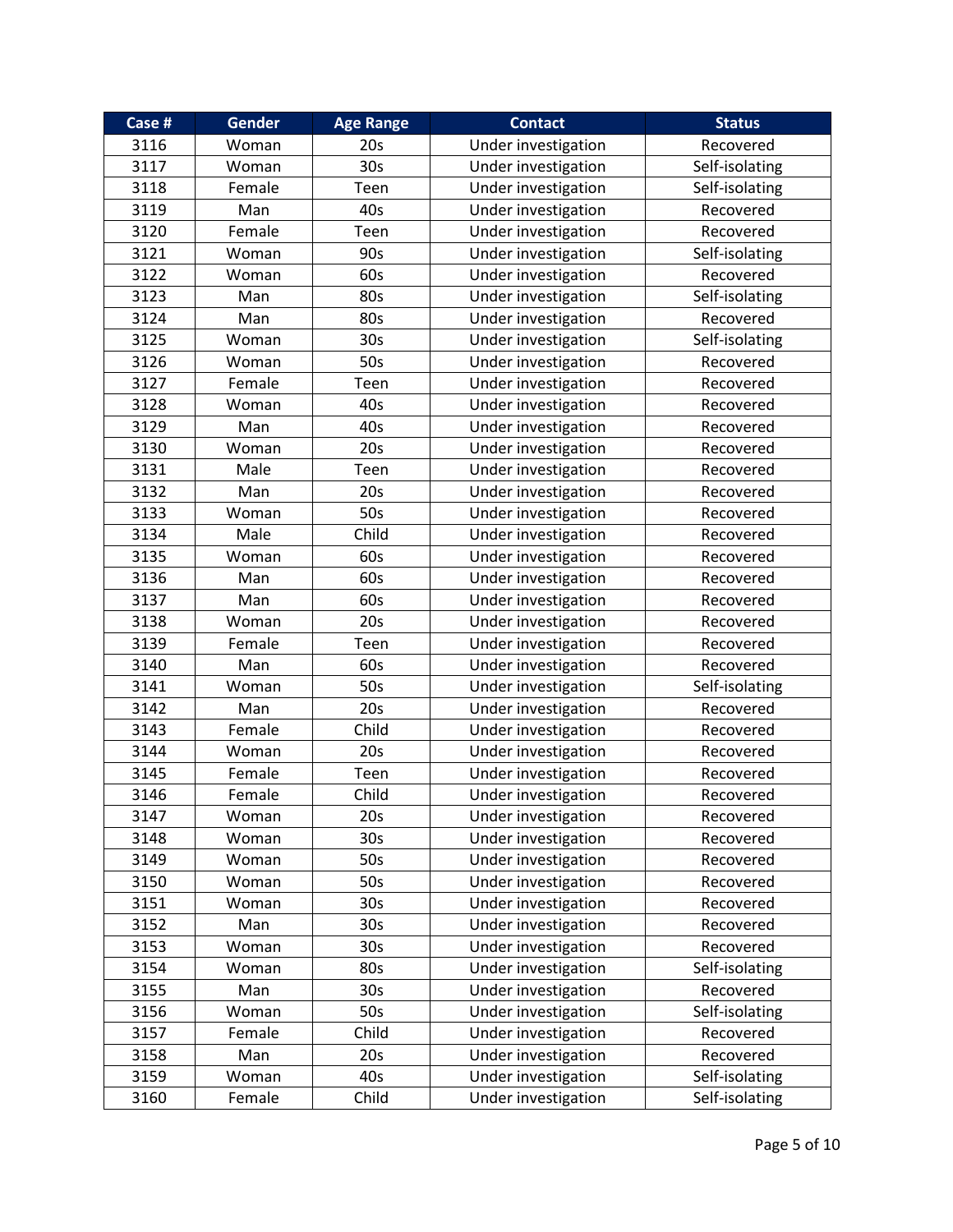| Case # | Gender | Age Range | Contact | Status |
| --- | --- | --- | --- | --- |
| 3116 | Woman | 20s | Under investigation | Recovered |
| 3117 | Woman | 30s | Under investigation | Self-isolating |
| 3118 | Female | Teen | Under investigation | Self-isolating |
| 3119 | Man | 40s | Under investigation | Recovered |
| 3120 | Female | Teen | Under investigation | Recovered |
| 3121 | Woman | 90s | Under investigation | Self-isolating |
| 3122 | Woman | 60s | Under investigation | Recovered |
| 3123 | Man | 80s | Under investigation | Self-isolating |
| 3124 | Man | 80s | Under investigation | Recovered |
| 3125 | Woman | 30s | Under investigation | Self-isolating |
| 3126 | Woman | 50s | Under investigation | Recovered |
| 3127 | Female | Teen | Under investigation | Recovered |
| 3128 | Woman | 40s | Under investigation | Recovered |
| 3129 | Man | 40s | Under investigation | Recovered |
| 3130 | Woman | 20s | Under investigation | Recovered |
| 3131 | Male | Teen | Under investigation | Recovered |
| 3132 | Man | 20s | Under investigation | Recovered |
| 3133 | Woman | 50s | Under investigation | Recovered |
| 3134 | Male | Child | Under investigation | Recovered |
| 3135 | Woman | 60s | Under investigation | Recovered |
| 3136 | Man | 60s | Under investigation | Recovered |
| 3137 | Man | 60s | Under investigation | Recovered |
| 3138 | Woman | 20s | Under investigation | Recovered |
| 3139 | Female | Teen | Under investigation | Recovered |
| 3140 | Man | 60s | Under investigation | Recovered |
| 3141 | Woman | 50s | Under investigation | Self-isolating |
| 3142 | Man | 20s | Under investigation | Recovered |
| 3143 | Female | Child | Under investigation | Recovered |
| 3144 | Woman | 20s | Under investigation | Recovered |
| 3145 | Female | Teen | Under investigation | Recovered |
| 3146 | Female | Child | Under investigation | Recovered |
| 3147 | Woman | 20s | Under investigation | Recovered |
| 3148 | Woman | 30s | Under investigation | Recovered |
| 3149 | Woman | 50s | Under investigation | Recovered |
| 3150 | Woman | 50s | Under investigation | Recovered |
| 3151 | Woman | 30s | Under investigation | Recovered |
| 3152 | Man | 30s | Under investigation | Recovered |
| 3153 | Woman | 30s | Under investigation | Recovered |
| 3154 | Woman | 80s | Under investigation | Self-isolating |
| 3155 | Man | 30s | Under investigation | Recovered |
| 3156 | Woman | 50s | Under investigation | Self-isolating |
| 3157 | Female | Child | Under investigation | Recovered |
| 3158 | Man | 20s | Under investigation | Recovered |
| 3159 | Woman | 40s | Under investigation | Self-isolating |
| 3160 | Female | Child | Under investigation | Self-isolating |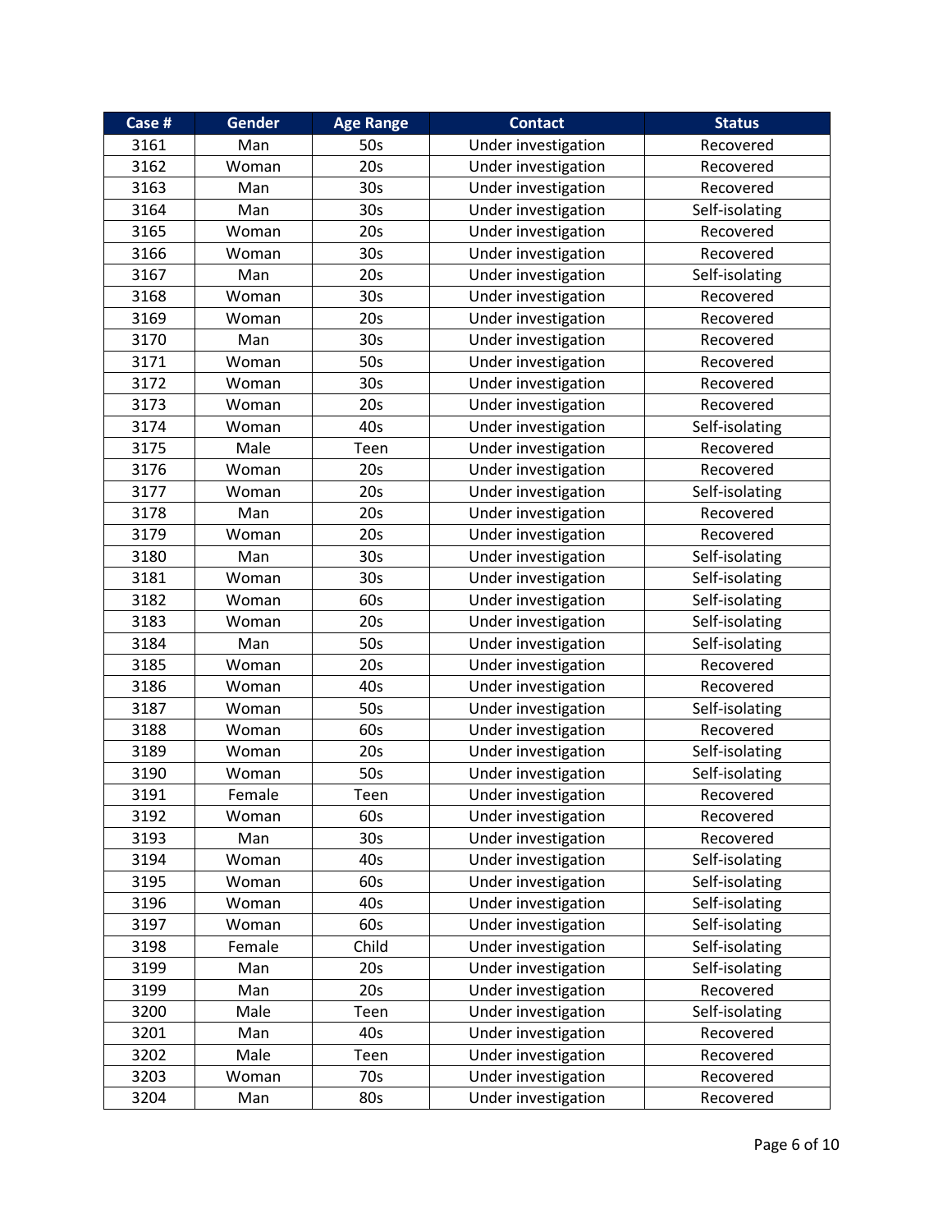| Case # | Gender | Age Range | Contact | Status |
|---|---|---|---|---|
| 3161 | Man | 50s | Under investigation | Recovered |
| 3162 | Woman | 20s | Under investigation | Recovered |
| 3163 | Man | 30s | Under investigation | Recovered |
| 3164 | Man | 30s | Under investigation | Self-isolating |
| 3165 | Woman | 20s | Under investigation | Recovered |
| 3166 | Woman | 30s | Under investigation | Recovered |
| 3167 | Man | 20s | Under investigation | Self-isolating |
| 3168 | Woman | 30s | Under investigation | Recovered |
| 3169 | Woman | 20s | Under investigation | Recovered |
| 3170 | Man | 30s | Under investigation | Recovered |
| 3171 | Woman | 50s | Under investigation | Recovered |
| 3172 | Woman | 30s | Under investigation | Recovered |
| 3173 | Woman | 20s | Under investigation | Recovered |
| 3174 | Woman | 40s | Under investigation | Self-isolating |
| 3175 | Male | Teen | Under investigation | Recovered |
| 3176 | Woman | 20s | Under investigation | Recovered |
| 3177 | Woman | 20s | Under investigation | Self-isolating |
| 3178 | Man | 20s | Under investigation | Recovered |
| 3179 | Woman | 20s | Under investigation | Recovered |
| 3180 | Man | 30s | Under investigation | Self-isolating |
| 3181 | Woman | 30s | Under investigation | Self-isolating |
| 3182 | Woman | 60s | Under investigation | Self-isolating |
| 3183 | Woman | 20s | Under investigation | Self-isolating |
| 3184 | Man | 50s | Under investigation | Self-isolating |
| 3185 | Woman | 20s | Under investigation | Recovered |
| 3186 | Woman | 40s | Under investigation | Recovered |
| 3187 | Woman | 50s | Under investigation | Self-isolating |
| 3188 | Woman | 60s | Under investigation | Recovered |
| 3189 | Woman | 20s | Under investigation | Self-isolating |
| 3190 | Woman | 50s | Under investigation | Self-isolating |
| 3191 | Female | Teen | Under investigation | Recovered |
| 3192 | Woman | 60s | Under investigation | Recovered |
| 3193 | Man | 30s | Under investigation | Recovered |
| 3194 | Woman | 40s | Under investigation | Self-isolating |
| 3195 | Woman | 60s | Under investigation | Self-isolating |
| 3196 | Woman | 40s | Under investigation | Self-isolating |
| 3197 | Woman | 60s | Under investigation | Self-isolating |
| 3198 | Female | Child | Under investigation | Self-isolating |
| 3199 | Man | 20s | Under investigation | Self-isolating |
| 3199 | Man | 20s | Under investigation | Recovered |
| 3200 | Male | Teen | Under investigation | Self-isolating |
| 3201 | Man | 40s | Under investigation | Recovered |
| 3202 | Male | Teen | Under investigation | Recovered |
| 3203 | Woman | 70s | Under investigation | Recovered |
| 3204 | Man | 80s | Under investigation | Recovered |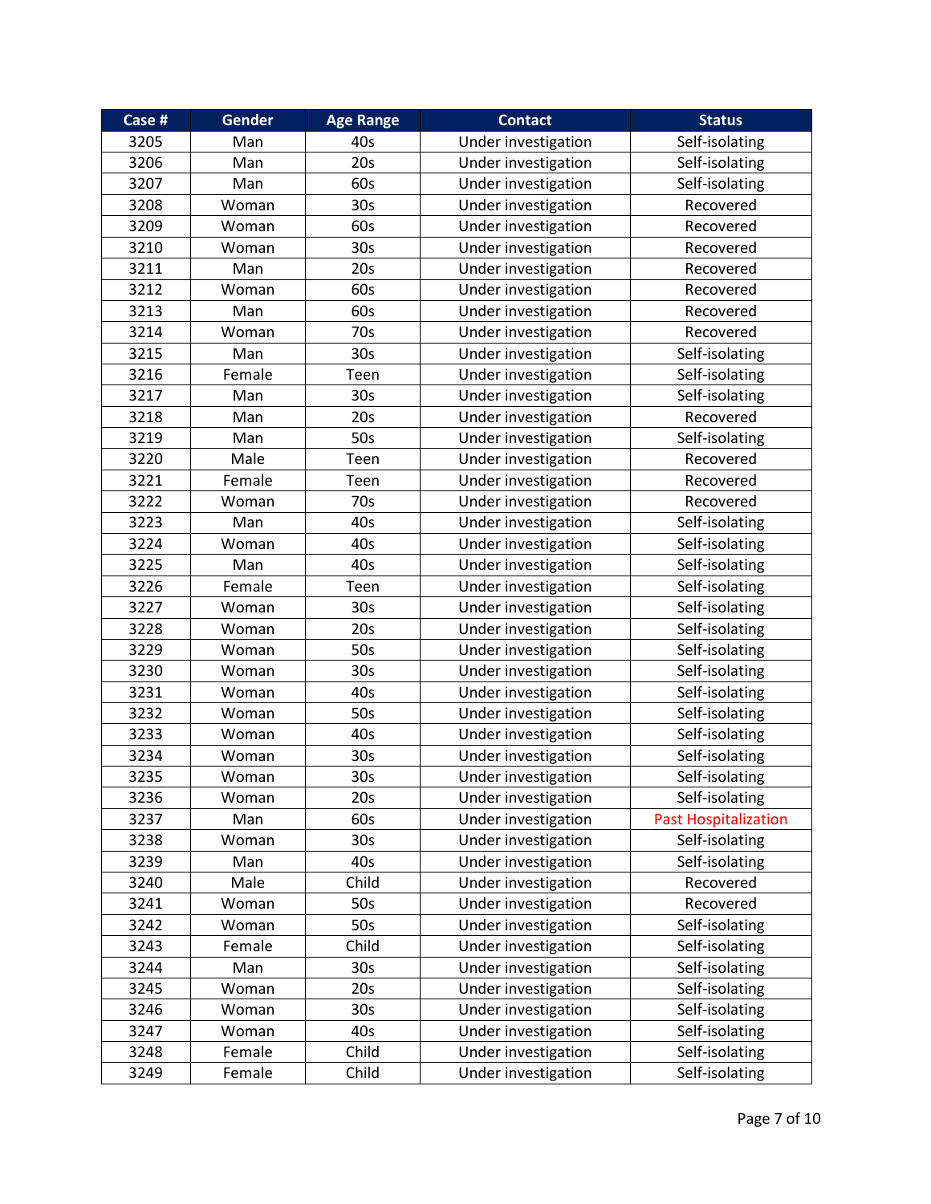| Case # | Gender | Age Range | Contact | Status |
|---|---|---|---|---|
| 3205 | Man | 40s | Under investigation | Self-isolating |
| 3206 | Man | 20s | Under investigation | Self-isolating |
| 3207 | Man | 60s | Under investigation | Self-isolating |
| 3208 | Woman | 30s | Under investigation | Recovered |
| 3209 | Woman | 60s | Under investigation | Recovered |
| 3210 | Woman | 30s | Under investigation | Recovered |
| 3211 | Man | 20s | Under investigation | Recovered |
| 3212 | Woman | 60s | Under investigation | Recovered |
| 3213 | Man | 60s | Under investigation | Recovered |
| 3214 | Woman | 70s | Under investigation | Recovered |
| 3215 | Man | 30s | Under investigation | Self-isolating |
| 3216 | Female | Teen | Under investigation | Self-isolating |
| 3217 | Man | 30s | Under investigation | Self-isolating |
| 3218 | Man | 20s | Under investigation | Recovered |
| 3219 | Man | 50s | Under investigation | Self-isolating |
| 3220 | Male | Teen | Under investigation | Recovered |
| 3221 | Female | Teen | Under investigation | Recovered |
| 3222 | Woman | 70s | Under investigation | Recovered |
| 3223 | Man | 40s | Under investigation | Self-isolating |
| 3224 | Woman | 40s | Under investigation | Self-isolating |
| 3225 | Man | 40s | Under investigation | Self-isolating |
| 3226 | Female | Teen | Under investigation | Self-isolating |
| 3227 | Woman | 30s | Under investigation | Self-isolating |
| 3228 | Woman | 20s | Under investigation | Self-isolating |
| 3229 | Woman | 50s | Under investigation | Self-isolating |
| 3230 | Woman | 30s | Under investigation | Self-isolating |
| 3231 | Woman | 40s | Under investigation | Self-isolating |
| 3232 | Woman | 50s | Under investigation | Self-isolating |
| 3233 | Woman | 40s | Under investigation | Self-isolating |
| 3234 | Woman | 30s | Under investigation | Self-isolating |
| 3235 | Woman | 30s | Under investigation | Self-isolating |
| 3236 | Woman | 20s | Under investigation | Self-isolating |
| 3237 | Man | 60s | Under investigation | Past Hospitalization |
| 3238 | Woman | 30s | Under investigation | Self-isolating |
| 3239 | Man | 40s | Under investigation | Self-isolating |
| 3240 | Male | Child | Under investigation | Recovered |
| 3241 | Woman | 50s | Under investigation | Recovered |
| 3242 | Woman | 50s | Under investigation | Self-isolating |
| 3243 | Female | Child | Under investigation | Self-isolating |
| 3244 | Man | 30s | Under investigation | Self-isolating |
| 3245 | Woman | 20s | Under investigation | Self-isolating |
| 3246 | Woman | 30s | Under investigation | Self-isolating |
| 3247 | Woman | 40s | Under investigation | Self-isolating |
| 3248 | Female | Child | Under investigation | Self-isolating |
| 3249 | Female | Child | Under investigation | Self-isolating |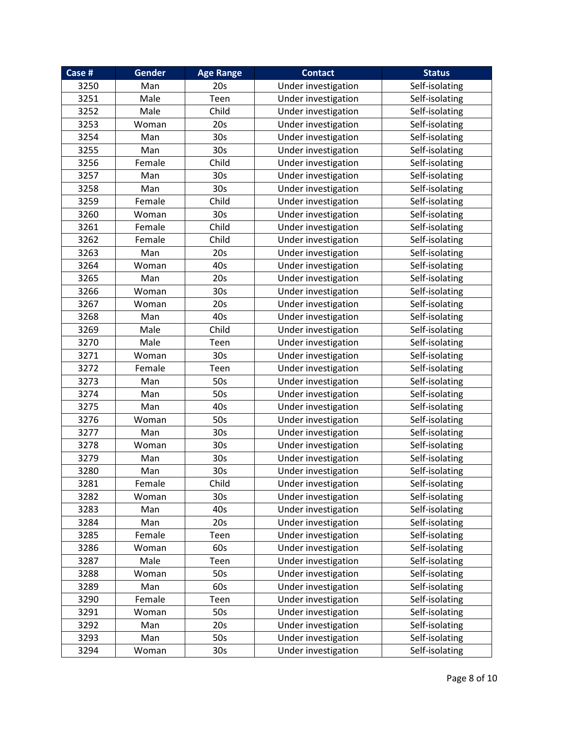| Case # | Gender | Age Range | Contact | Status |
|---|---|---|---|---|
| 3250 | Man | 20s | Under investigation | Self-isolating |
| 3251 | Male | Teen | Under investigation | Self-isolating |
| 3252 | Male | Child | Under investigation | Self-isolating |
| 3253 | Woman | 20s | Under investigation | Self-isolating |
| 3254 | Man | 30s | Under investigation | Self-isolating |
| 3255 | Man | 30s | Under investigation | Self-isolating |
| 3256 | Female | Child | Under investigation | Self-isolating |
| 3257 | Man | 30s | Under investigation | Self-isolating |
| 3258 | Man | 30s | Under investigation | Self-isolating |
| 3259 | Female | Child | Under investigation | Self-isolating |
| 3260 | Woman | 30s | Under investigation | Self-isolating |
| 3261 | Female | Child | Under investigation | Self-isolating |
| 3262 | Female | Child | Under investigation | Self-isolating |
| 3263 | Man | 20s | Under investigation | Self-isolating |
| 3264 | Woman | 40s | Under investigation | Self-isolating |
| 3265 | Man | 20s | Under investigation | Self-isolating |
| 3266 | Woman | 30s | Under investigation | Self-isolating |
| 3267 | Woman | 20s | Under investigation | Self-isolating |
| 3268 | Man | 40s | Under investigation | Self-isolating |
| 3269 | Male | Child | Under investigation | Self-isolating |
| 3270 | Male | Teen | Under investigation | Self-isolating |
| 3271 | Woman | 30s | Under investigation | Self-isolating |
| 3272 | Female | Teen | Under investigation | Self-isolating |
| 3273 | Man | 50s | Under investigation | Self-isolating |
| 3274 | Man | 50s | Under investigation | Self-isolating |
| 3275 | Man | 40s | Under investigation | Self-isolating |
| 3276 | Woman | 50s | Under investigation | Self-isolating |
| 3277 | Man | 30s | Under investigation | Self-isolating |
| 3278 | Woman | 30s | Under investigation | Self-isolating |
| 3279 | Man | 30s | Under investigation | Self-isolating |
| 3280 | Man | 30s | Under investigation | Self-isolating |
| 3281 | Female | Child | Under investigation | Self-isolating |
| 3282 | Woman | 30s | Under investigation | Self-isolating |
| 3283 | Man | 40s | Under investigation | Self-isolating |
| 3284 | Man | 20s | Under investigation | Self-isolating |
| 3285 | Female | Teen | Under investigation | Self-isolating |
| 3286 | Woman | 60s | Under investigation | Self-isolating |
| 3287 | Male | Teen | Under investigation | Self-isolating |
| 3288 | Woman | 50s | Under investigation | Self-isolating |
| 3289 | Man | 60s | Under investigation | Self-isolating |
| 3290 | Female | Teen | Under investigation | Self-isolating |
| 3291 | Woman | 50s | Under investigation | Self-isolating |
| 3292 | Man | 20s | Under investigation | Self-isolating |
| 3293 | Man | 50s | Under investigation | Self-isolating |
| 3294 | Woman | 30s | Under investigation | Self-isolating |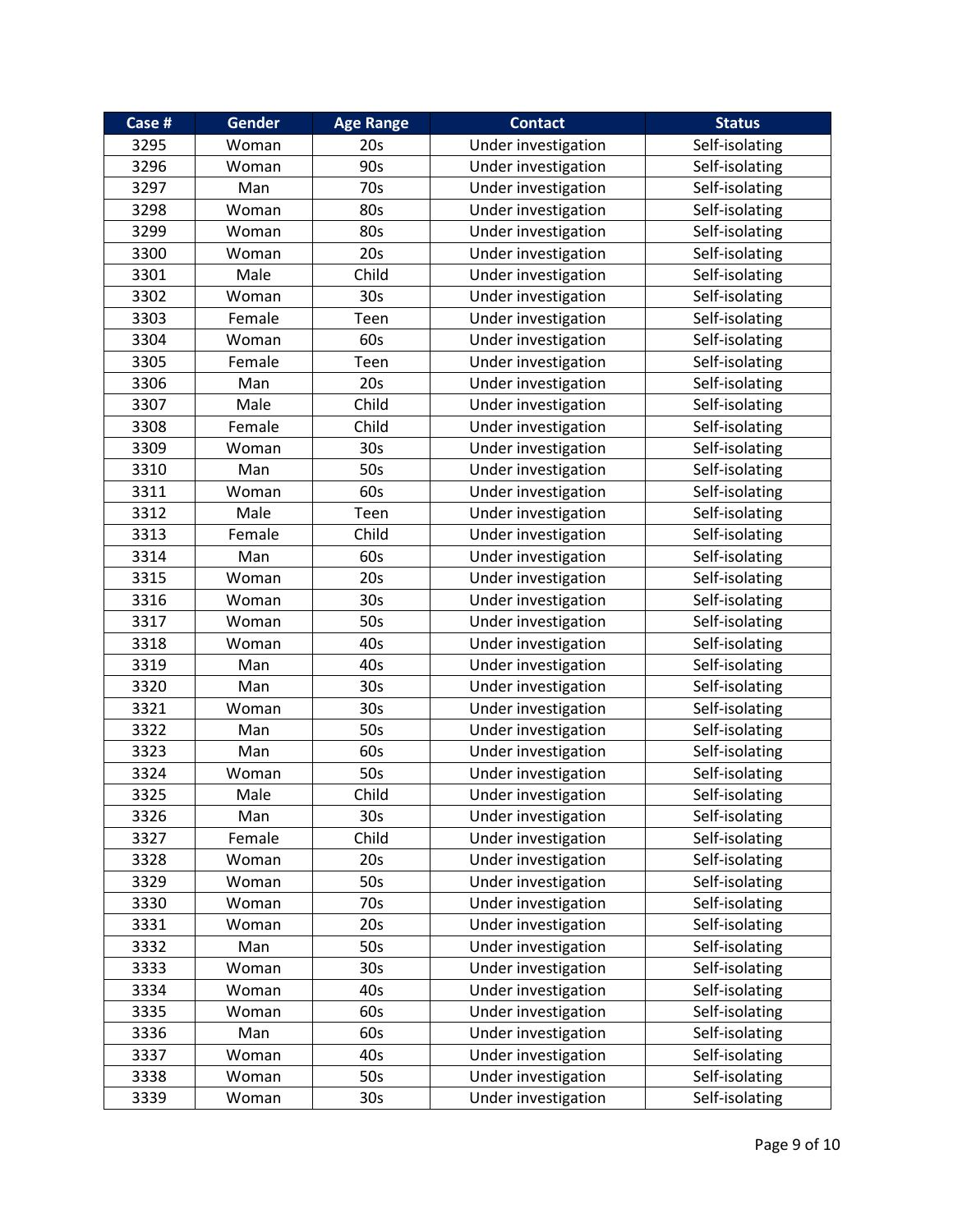| Case # | Gender | Age Range | Contact | Status |
| --- | --- | --- | --- | --- |
| 3295 | Woman | 20s | Under investigation | Self-isolating |
| 3296 | Woman | 90s | Under investigation | Self-isolating |
| 3297 | Man | 70s | Under investigation | Self-isolating |
| 3298 | Woman | 80s | Under investigation | Self-isolating |
| 3299 | Woman | 80s | Under investigation | Self-isolating |
| 3300 | Woman | 20s | Under investigation | Self-isolating |
| 3301 | Male | Child | Under investigation | Self-isolating |
| 3302 | Woman | 30s | Under investigation | Self-isolating |
| 3303 | Female | Teen | Under investigation | Self-isolating |
| 3304 | Woman | 60s | Under investigation | Self-isolating |
| 3305 | Female | Teen | Under investigation | Self-isolating |
| 3306 | Man | 20s | Under investigation | Self-isolating |
| 3307 | Male | Child | Under investigation | Self-isolating |
| 3308 | Female | Child | Under investigation | Self-isolating |
| 3309 | Woman | 30s | Under investigation | Self-isolating |
| 3310 | Man | 50s | Under investigation | Self-isolating |
| 3311 | Woman | 60s | Under investigation | Self-isolating |
| 3312 | Male | Teen | Under investigation | Self-isolating |
| 3313 | Female | Child | Under investigation | Self-isolating |
| 3314 | Man | 60s | Under investigation | Self-isolating |
| 3315 | Woman | 20s | Under investigation | Self-isolating |
| 3316 | Woman | 30s | Under investigation | Self-isolating |
| 3317 | Woman | 50s | Under investigation | Self-isolating |
| 3318 | Woman | 40s | Under investigation | Self-isolating |
| 3319 | Man | 40s | Under investigation | Self-isolating |
| 3320 | Man | 30s | Under investigation | Self-isolating |
| 3321 | Woman | 30s | Under investigation | Self-isolating |
| 3322 | Man | 50s | Under investigation | Self-isolating |
| 3323 | Man | 60s | Under investigation | Self-isolating |
| 3324 | Woman | 50s | Under investigation | Self-isolating |
| 3325 | Male | Child | Under investigation | Self-isolating |
| 3326 | Man | 30s | Under investigation | Self-isolating |
| 3327 | Female | Child | Under investigation | Self-isolating |
| 3328 | Woman | 20s | Under investigation | Self-isolating |
| 3329 | Woman | 50s | Under investigation | Self-isolating |
| 3330 | Woman | 70s | Under investigation | Self-isolating |
| 3331 | Woman | 20s | Under investigation | Self-isolating |
| 3332 | Man | 50s | Under investigation | Self-isolating |
| 3333 | Woman | 30s | Under investigation | Self-isolating |
| 3334 | Woman | 40s | Under investigation | Self-isolating |
| 3335 | Woman | 60s | Under investigation | Self-isolating |
| 3336 | Man | 60s | Under investigation | Self-isolating |
| 3337 | Woman | 40s | Under investigation | Self-isolating |
| 3338 | Woman | 50s | Under investigation | Self-isolating |
| 3339 | Woman | 30s | Under investigation | Self-isolating |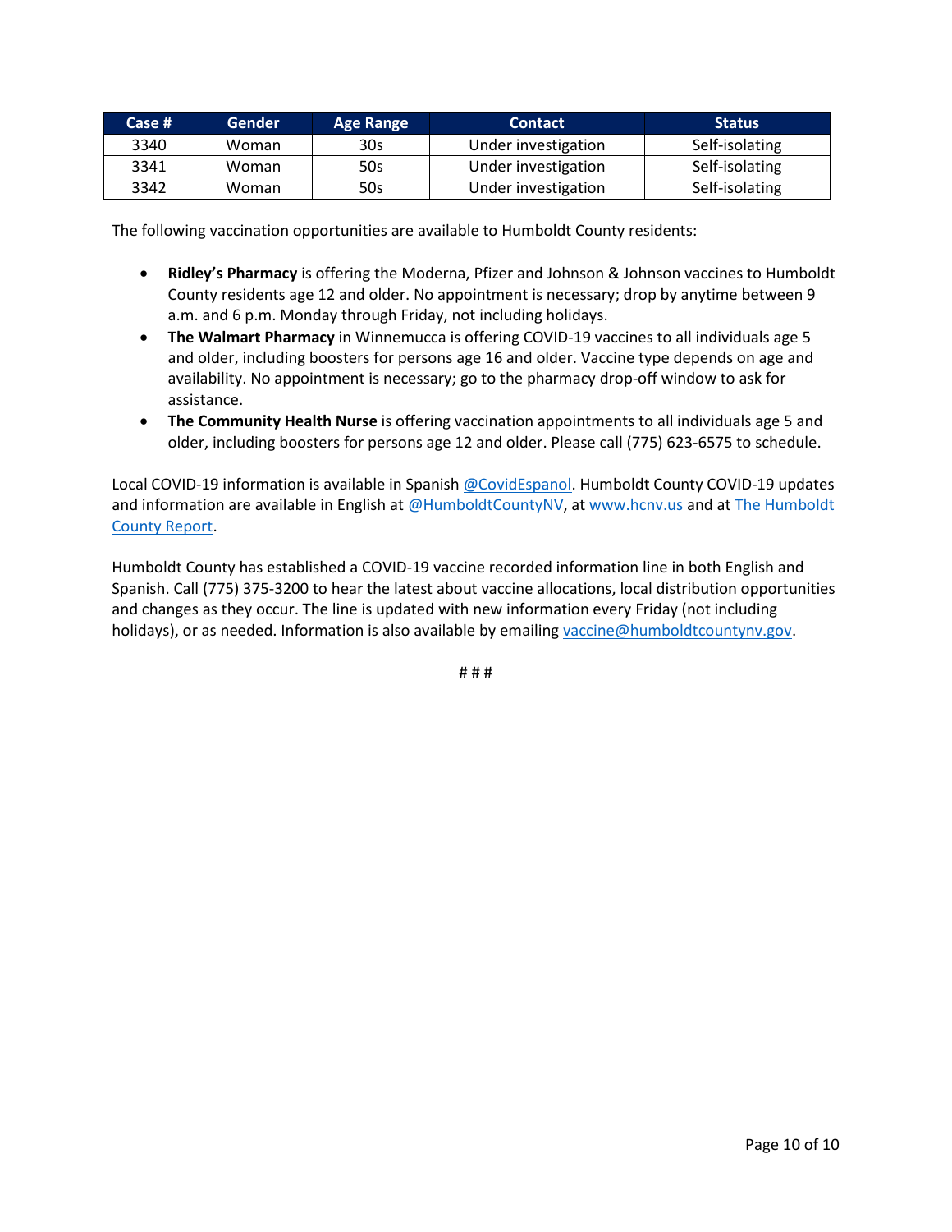| Case # | Gender | Age Range | Contact | Status |
|---|---|---|---|---|
| 3340 | Woman | 30s | Under investigation | Self-isolating |
| 3341 | Woman | 50s | Under investigation | Self-isolating |
| 3342 | Woman | 50s | Under investigation | Self-isolating |

The following vaccination opportunities are available to Humboldt County residents:

- **Ridley's Pharmacy** is offering the Moderna, Pfizer and Johnson & Johnson vaccines to Humboldt County residents age 12 and older. No appointment is necessary; drop by anytime between 9 a.m. and 6 p.m. Monday through Friday, not including holidays.
- **The Walmart Pharmacy** in Winnemucca is offering COVID-19 vaccines to all individuals age 5 and older, including boosters for persons age 16 and older. Vaccine type depends on age and availability. No appointment is necessary; go to the pharmacy drop-off window to ask for assistance.
- **The Community Health Nurse** is offering vaccination appointments to all individuals age 5 and older, including boosters for persons age 12 and older. Please call (775) 623-6575 to schedule.

Local COVID-19 information is available in Spanish @CovidEspanol. Humboldt County COVID-19 updates and information are available in English at @HumboldtCountyNV, at www.hcnv.us and at The Humboldt County Report.

Humboldt County has established a COVID-19 vaccine recorded information line in both English and Spanish. Call (775) 375-3200 to hear the latest about vaccine allocations, local distribution opportunities and changes as they occur. The line is updated with new information every Friday (not including holidays), or as needed. Information is also available by emailing vaccine@humboldtcountynv.gov.

# # #